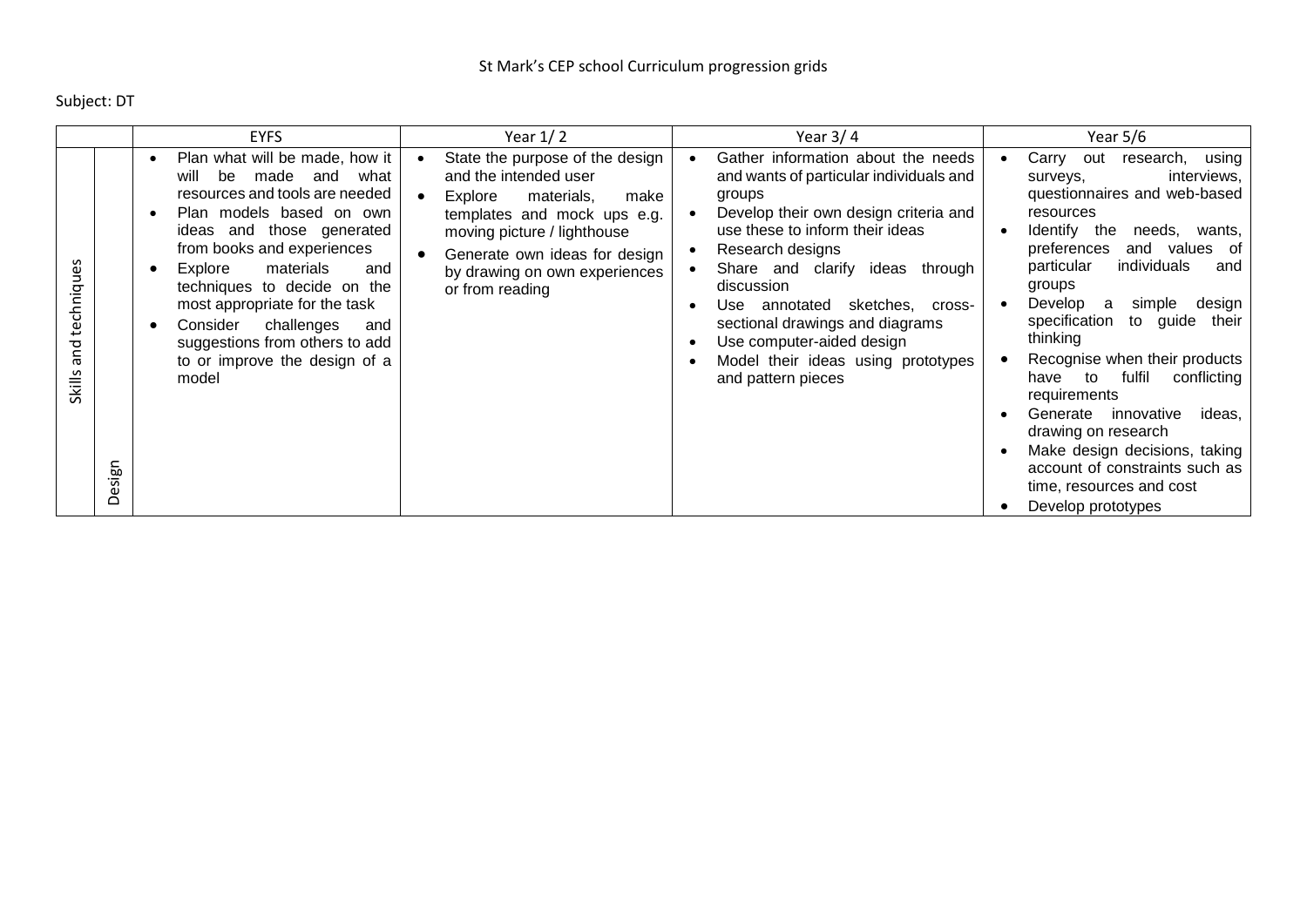St Mark's CEP school Curriculum progression grids

Subject: DT

| | | EYFS | Year 1/ 2 | Year 3/ 4 | Year 5/6 |
|---|---|---|---|---|---|
| Skills and techniques | Design | • Plan what will be made, how it will be made and what resources and tools are needed<br>• Plan models based on own ideas and those generated from books and experiences<br>• Explore materials and techniques to decide on the most appropriate for the task<br>• Consider challenges and suggestions from others to add to or improve the design of a model | • State the purpose of the design and the intended user<br>• Explore materials, make templates and mock ups e.g. moving picture / lighthouse<br>• Generate own ideas for design by drawing on own experiences or from reading | • Gather information about the needs and wants of particular individuals and groups<br>• Develop their own design criteria and use these to inform their ideas<br>• Research designs<br>• Share and clarify ideas through discussion<br>• Use annotated sketches, cross-sectional drawings and diagrams<br>• Use computer-aided design<br>• Model their ideas using prototypes and pattern pieces | • Carry out research, using surveys, interviews, questionnaires and web-based resources<br>• Identify the needs, wants, preferences and values of particular individuals and groups<br>• Develop a simple design specification to guide their thinking<br>• Recognise when their products have to fulfil conflicting requirements<br>• Generate innovative ideas, drawing on research<br>• Make design decisions, taking account of constraints such as time, resources and cost<br>• Develop prototypes |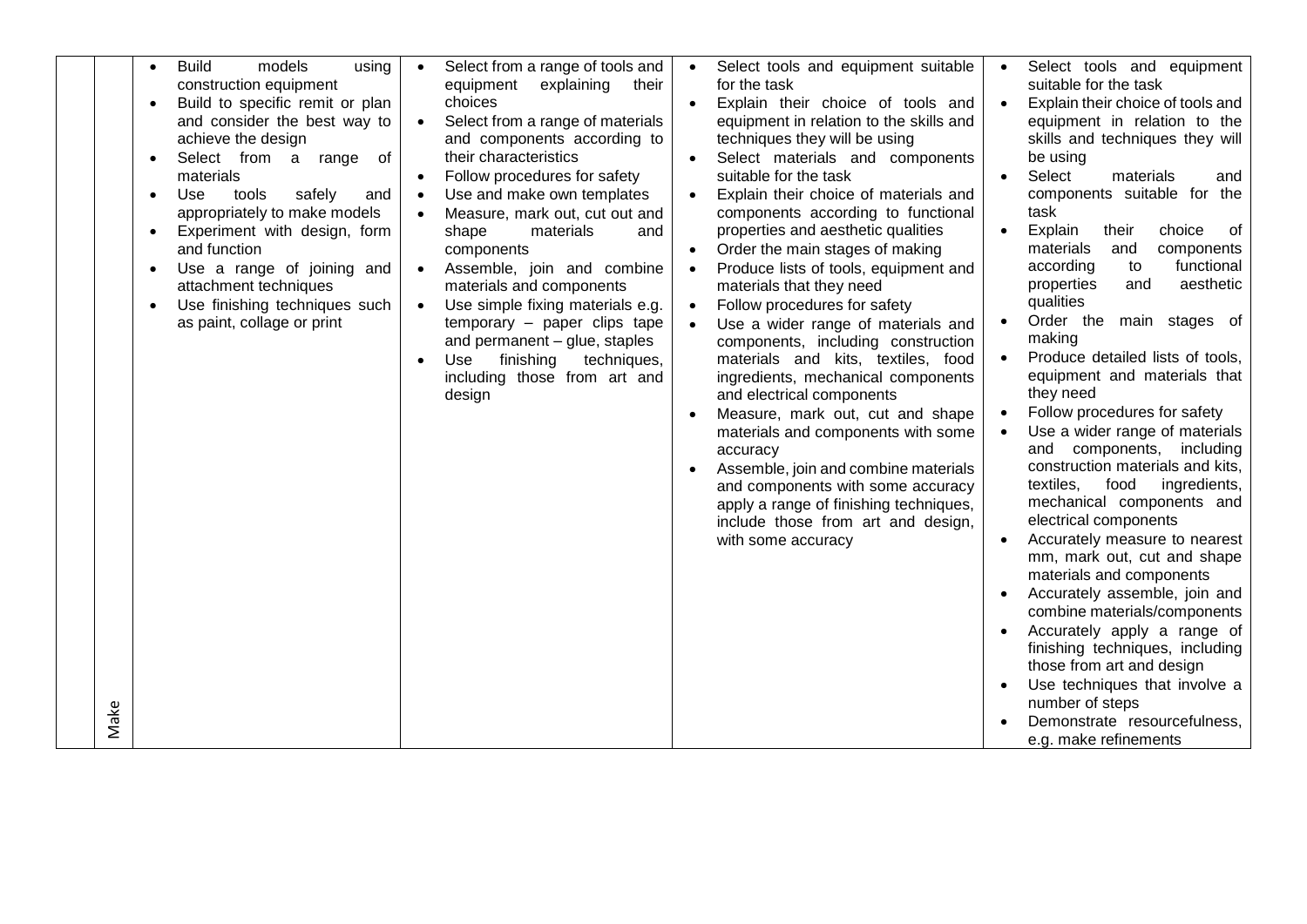| | | | | | |
|---|---|---|---|---|---|
| | Make | • Build models using construction equipment<br>• Build to specific remit or plan and consider the best way to achieve the design<br>• Select from a range of materials<br>• Use tools safely and appropriately to make models<br>• Experiment with design, form and function<br>• Use a range of joining and attachment techniques<br>• Use finishing techniques such as paint, collage or print | • Select from a range of tools and equipment explaining their choices<br>• Select from a range of materials and components according to their characteristics<br>• Follow procedures for safety<br>• Use and make own templates<br>• Measure, mark out, cut out and shape materials and components<br>• Assemble, join and combine materials and components<br>• Use simple fixing materials e.g. temporary – paper clips tape and permanent – glue, staples<br>• Use finishing techniques, including those from art and design | • Select tools and equipment suitable for the task<br>• Explain their choice of tools and equipment in relation to the skills and techniques they will be using<br>• Select materials and components suitable for the task<br>• Explain their choice of materials and components according to functional properties and aesthetic qualities<br>• Order the main stages of making<br>• Produce lists of tools, equipment and materials that they need<br>• Follow procedures for safety<br>• Use a wider range of materials and components, including construction materials and kits, textiles, food ingredients, mechanical components and electrical components<br>• Measure, mark out, cut and shape materials and components with some accuracy<br>• Assemble, join and combine materials and components with some accuracy apply a range of finishing techniques, include those from art and design, with some accuracy | • Select tools and equipment suitable for the task<br>• Explain their choice of tools and equipment in relation to the skills and techniques they will be using<br>• Select materials and components suitable for the task<br>• Explain their choice of materials and components according to functional properties and aesthetic qualities<br>• Order the main stages of making<br>• Produce detailed lists of tools, equipment and materials that they need<br>• Follow procedures for safety<br>• Use a wider range of materials and components, including construction materials and kits, textiles, food ingredients, mechanical components and electrical components<br>• Accurately measure to nearest mm, mark out, cut and shape materials and components<br>• Accurately assemble, join and combine materials/components<br>• Accurately apply a range of finishing techniques, including those from art and design<br>• Use techniques that involve a number of steps<br>• Demonstrate resourcefulness, e.g. make refinements |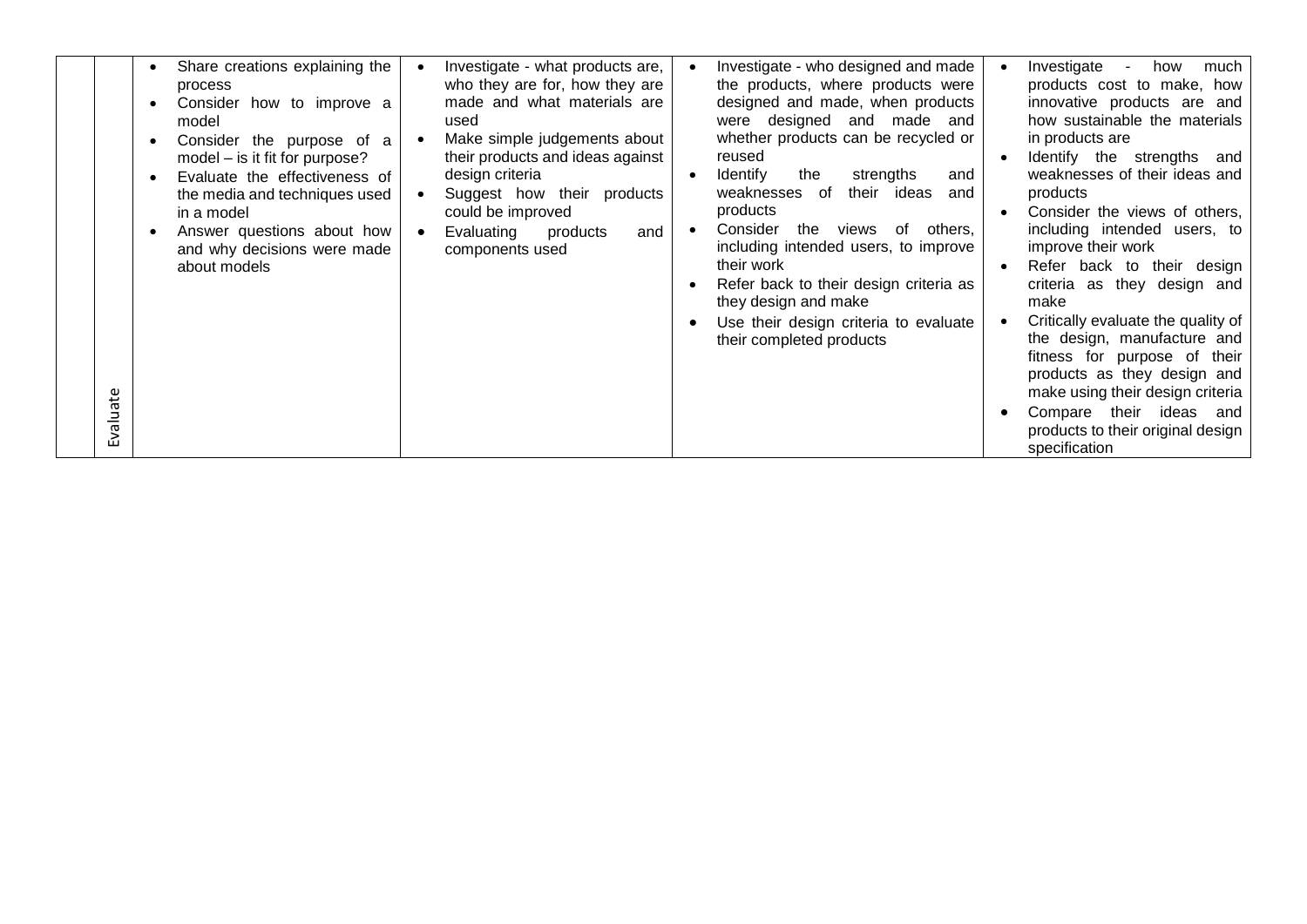|  | Evaluate | • Share creations explaining the process<br>• Consider how to improve a model<br>• Consider the purpose of a model – is it fit for purpose?<br>• Evaluate the effectiveness of the media and techniques used in a model<br>• Answer questions about how and why decisions were made about models | • Investigate - what products are, who they are for, how they are made and what materials are used<br>• Make simple judgements about their products and ideas against design criteria<br>• Suggest how their products could be improved<br>• Evaluating products and components used | • Investigate - who designed and made the products, where products were designed and made, when products were designed and made and whether products can be recycled or reused<br>• Identify the strengths and weaknesses of their ideas and products<br>• Consider the views of others, including intended users, to improve their work<br>• Refer back to their design criteria as they design and make<br>• Use their design criteria to evaluate their completed products | • Investigate - how much products cost to make, how innovative products are and how sustainable the materials in products are<br>• Identify the strengths and weaknesses of their ideas and products<br>• Consider the views of others, including intended users, to improve their work<br>• Refer back to their design criteria as they design and make<br>• Critically evaluate the quality of the design, manufacture and fitness for purpose of their products as they design and make using their design criteria<br>• Compare their ideas and products to their original design specification |
|---|---|---|---|---|---|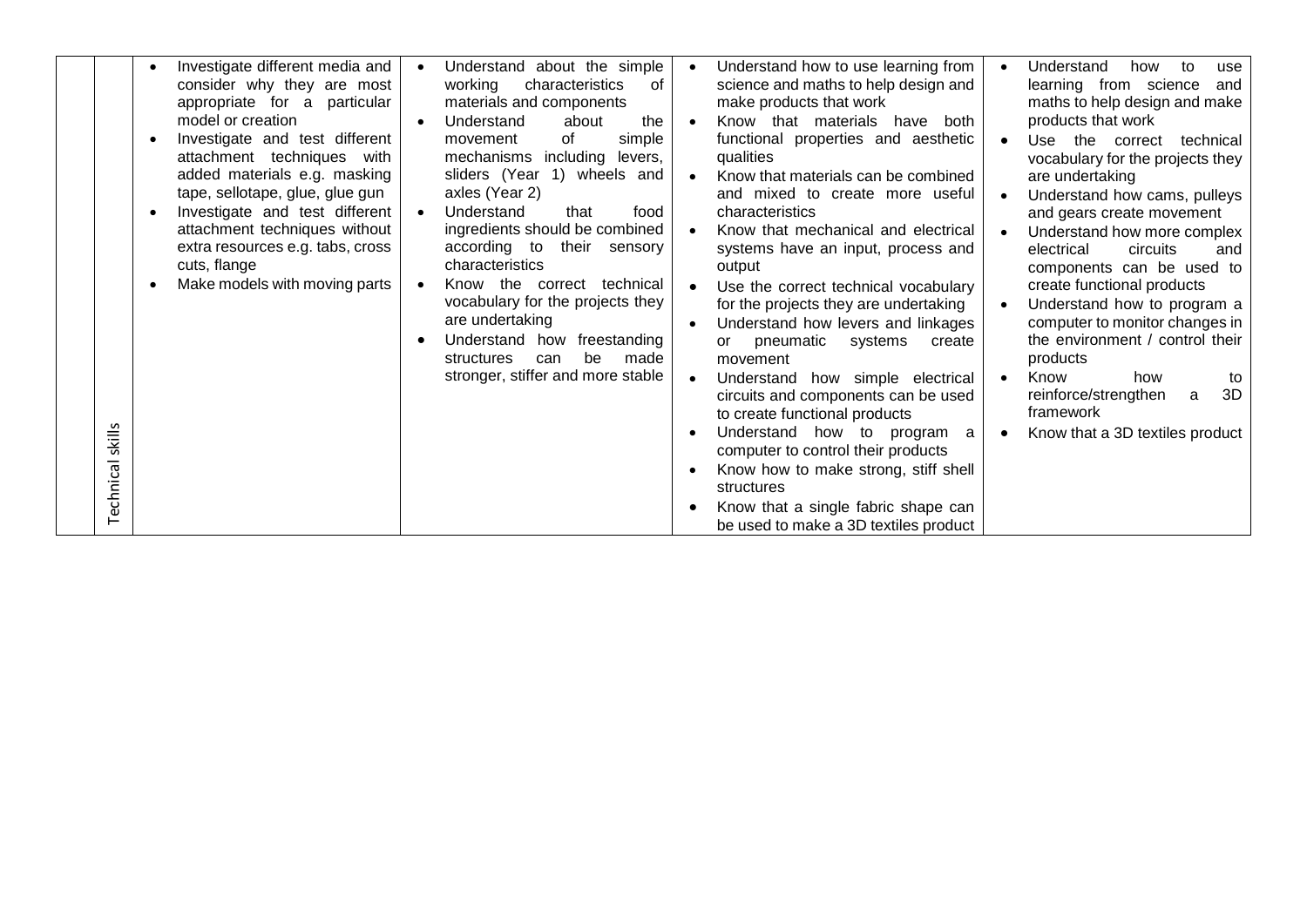| | | | | | |
|---|---|---|---|---|---|
| | Technical skills | • Investigate different media and consider why they are most appropriate for a particular model or creation<br>• Investigate and test different attachment techniques with added materials e.g. masking tape, sellotape, glue, glue gun<br>• Investigate and test different attachment techniques without extra resources e.g. tabs, cross cuts, flange<br>• Make models with moving parts | • Understand about the simple working characteristics of materials and components<br>• Understand about the movement of simple mechanisms including levers, sliders (Year 1) wheels and axles (Year 2)<br>• Understand that food ingredients should be combined according to their sensory characteristics<br>• Know the correct technical vocabulary for the projects they are undertaking<br>• Understand how freestanding structures can be made stronger, stiffer and more stable | • Understand how to use learning from science and maths to help design and make products that work<br>• Know that materials have both functional properties and aesthetic qualities<br>• Know that materials can be combined and mixed to create more useful characteristics<br>• Know that mechanical and electrical systems have an input, process and output<br>• Use the correct technical vocabulary for the projects they are undertaking<br>• Understand how levers and linkages or pneumatic systems create movement<br>• Understand how simple electrical circuits and components can be used to create functional products<br>• Understand how to program a computer to control their products<br>• Know how to make strong, stiff shell structures<br>• Know that a single fabric shape can be used to make a 3D textiles product | • Understand how to use learning from science and maths to help design and make products that work<br>• Use the correct technical vocabulary for the projects they are undertaking<br>• Understand how cams, pulleys and gears create movement<br>• Understand how more complex electrical circuits and components can be used to create functional products<br>• Understand how to program a computer to monitor changes in the environment / control their products<br>• Know how to reinforce/strengthen a 3D framework<br>• Know that a 3D textiles product |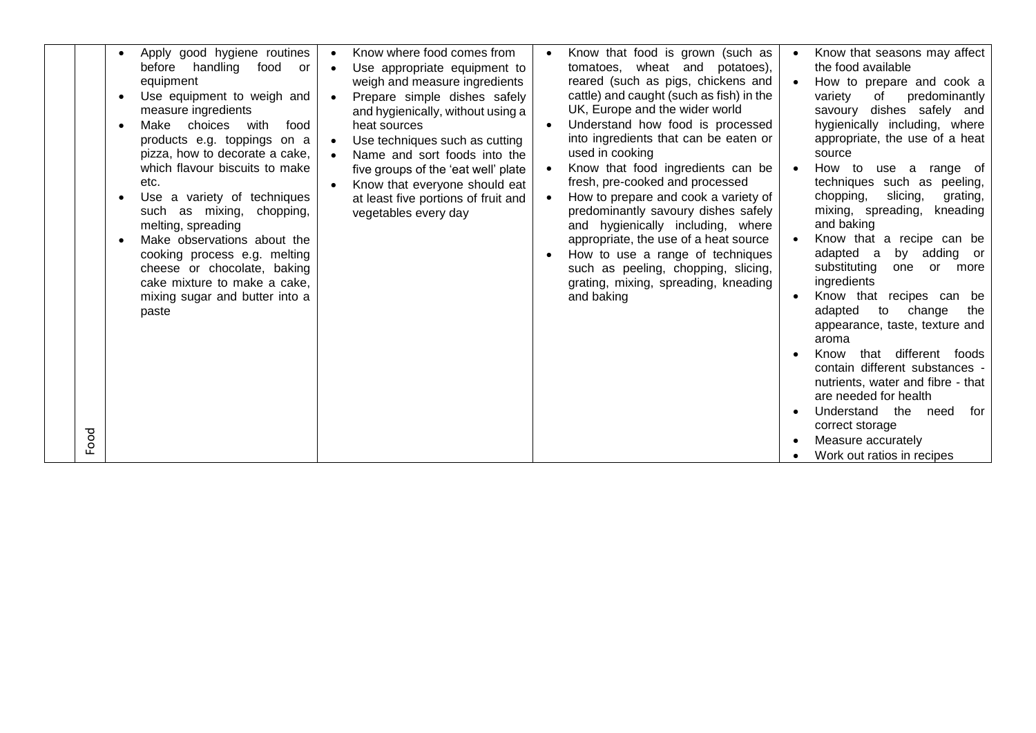| | | | | | |
|---|---|---|---|---|---|
| | Food | • Apply good hygiene routines before handling food or equipment<br>• Use equipment to weigh and measure ingredients<br>• Make choices with food products e.g. toppings on a pizza, how to decorate a cake, which flavour biscuits to make etc.<br>• Use a variety of techniques such as mixing, chopping, melting, spreading<br>• Make observations about the cooking process e.g. melting cheese or chocolate, baking cake mixture to make a cake, mixing sugar and butter into a paste | • Know where food comes from<br>• Use appropriate equipment to weigh and measure ingredients<br>• Prepare simple dishes safely and hygienically, without using a heat sources<br>• Use techniques such as cutting<br>• Name and sort foods into the five groups of the 'eat well' plate<br>• Know that everyone should eat at least five portions of fruit and vegetables every day | • Know that food is grown (such as tomatoes, wheat and potatoes), reared (such as pigs, chickens and cattle) and caught (such as fish) in the UK, Europe and the wider world<br>• Understand how food is processed into ingredients that can be eaten or used in cooking<br>• Know that food ingredients can be fresh, pre-cooked and processed<br>• How to prepare and cook a variety of predominantly savoury dishes safely and hygienically including, where appropriate, the use of a heat source<br>• How to use a range of techniques such as peeling, chopping, slicing, grating, mixing, spreading, kneading and baking | • Know that seasons may affect the food available<br>• How to prepare and cook a variety of predominantly savoury dishes safely and hygienically including, where appropriate, the use of a heat source<br>• How to use a range of techniques such as peeling, chopping, slicing, grating, mixing, spreading, kneading and baking<br>• Know that a recipe can be adapted a by adding or substituting one or more ingredients<br>• Know that recipes can be adapted to change the appearance, taste, texture and aroma<br>• Know that different foods contain different substances - nutrients, water and fibre - that are needed for health<br>• Understand the need for correct storage<br>• Measure accurately<br>• Work out ratios in recipes |